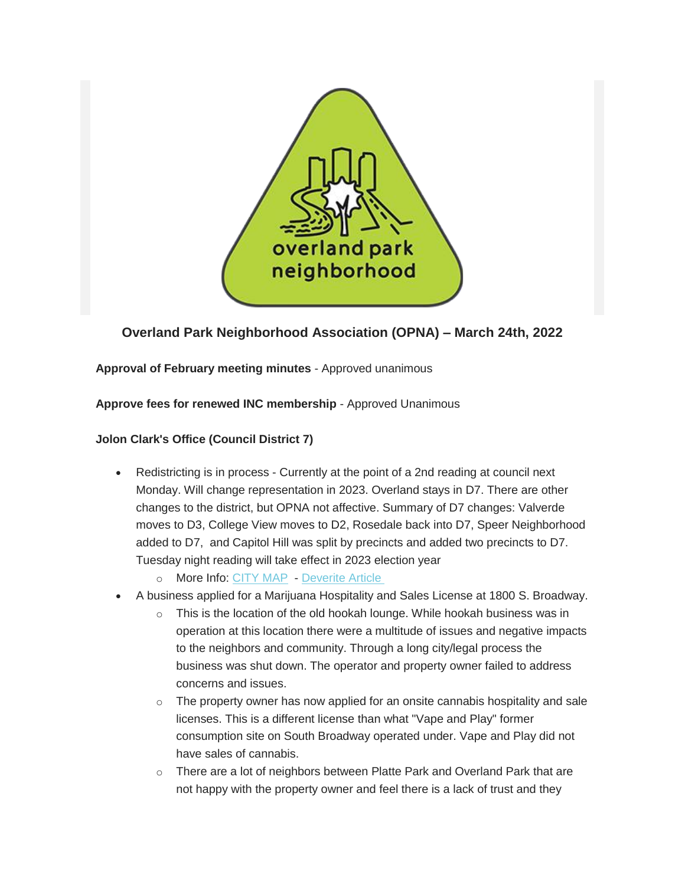## Overland Park Neighborhood Association (OPNA) – March 24th, 2022

**Approval of February meeting minutes** - Approved unanimous

**Approve fees for renewed INC membership** - Approved Unanimous

**Jolon Clark's Office (Council District 7)**

- Redistricting is in process - Currently at the point of a 2nd reading at council next Monday. Will change representation in 2023. Overland stays in D7. There are other changes to the district, but OPNA not affective. Summary of D7 changes: Valverde moves to D3, College View moves to D2, Rosedale back into D7, Speer Neighborhood added to D7, and Capitol Hill was split by precincts and added two precincts to D7. Tuesday night reading will take effect in 2023 election year
  - More Info: CITY MAP - Deverite Article
- A business applied for a Marijuana Hospitality and Sales License at 1800 S. Broadway.
  - This is the location of the old hookah lounge. While hookah business was in operation at this location there were a multitude of issues and negative impacts to the neighbors and community. Through a long city/legal process the business was shut down. The operator and property owner failed to address concerns and issues.
  - The property owner has now applied for an onsite cannabis hospitality and sale licenses. This is a different license than what "Vape and Play" former consumption site on South Broadway operated under. Vape and Play did not have sales of cannabis.
  - There are a lot of neighbors between Platte Park and Overland Park that are not happy with the property owner and feel there is a lack of trust and they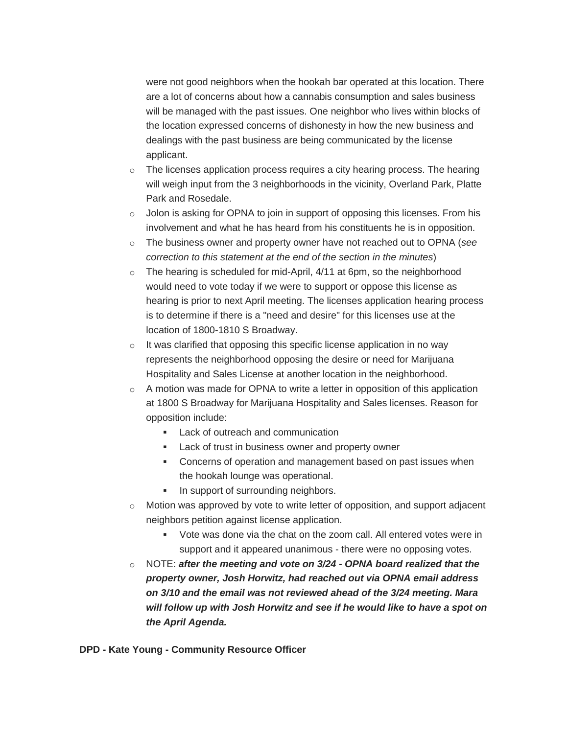were not good neighbors when the hookah bar operated at this location. There are a lot of concerns about how a cannabis consumption and sales business will be managed with the past issues. One neighbor who lives within blocks of the location expressed concerns of dishonesty in how the new business and dealings with the past business are being communicated by the license applicant.

- The licenses application process requires a city hearing process. The hearing will weigh input from the 3 neighborhoods in the vicinity, Overland Park, Platte Park and Rosedale.
- Jolon is asking for OPNA to join in support of opposing this licenses. From his involvement and what he has heard from his constituents he is in opposition.
- The business owner and property owner have not reached out to OPNA (*see correction to this statement at the end of the section in the minutes*)
- The hearing is scheduled for mid-April, 4/11 at 6pm, so the neighborhood would need to vote today if we were to support or oppose this license as hearing is prior to next April meeting. The licenses application hearing process is to determine if there is a "need and desire" for this licenses use at the location of 1800-1810 S Broadway.
- It was clarified that opposing this specific license application in no way represents the neighborhood opposing the desire or need for Marijuana Hospitality and Sales License at another location in the neighborhood.
- A motion was made for OPNA to write a letter in opposition of this application at 1800 S Broadway for Marijuana Hospitality and Sales licenses. Reason for opposition include:
    - Lack of outreach and communication
    - Lack of trust in business owner and property owner
    - Concerns of operation and management based on past issues when the hookah lounge was operational.
    - In support of surrounding neighbors.
- Motion was approved by vote to write letter of opposition, and support adjacent neighbors petition against license application.
    - Vote was done via the chat on the zoom call. All entered votes were in support and it appeared unanimous - there were no opposing votes.
- NOTE: ***after the meeting and vote on 3/24 - OPNA board realized that the property owner, Josh Horwitz, had reached out via OPNA email address on 3/10 and the email was not reviewed ahead of the 3/24 meeting. Mara will follow up with Josh Horwitz and see if he would like to have a spot on the April Agenda.***

**DPD - Kate Young - Community Resource Officer**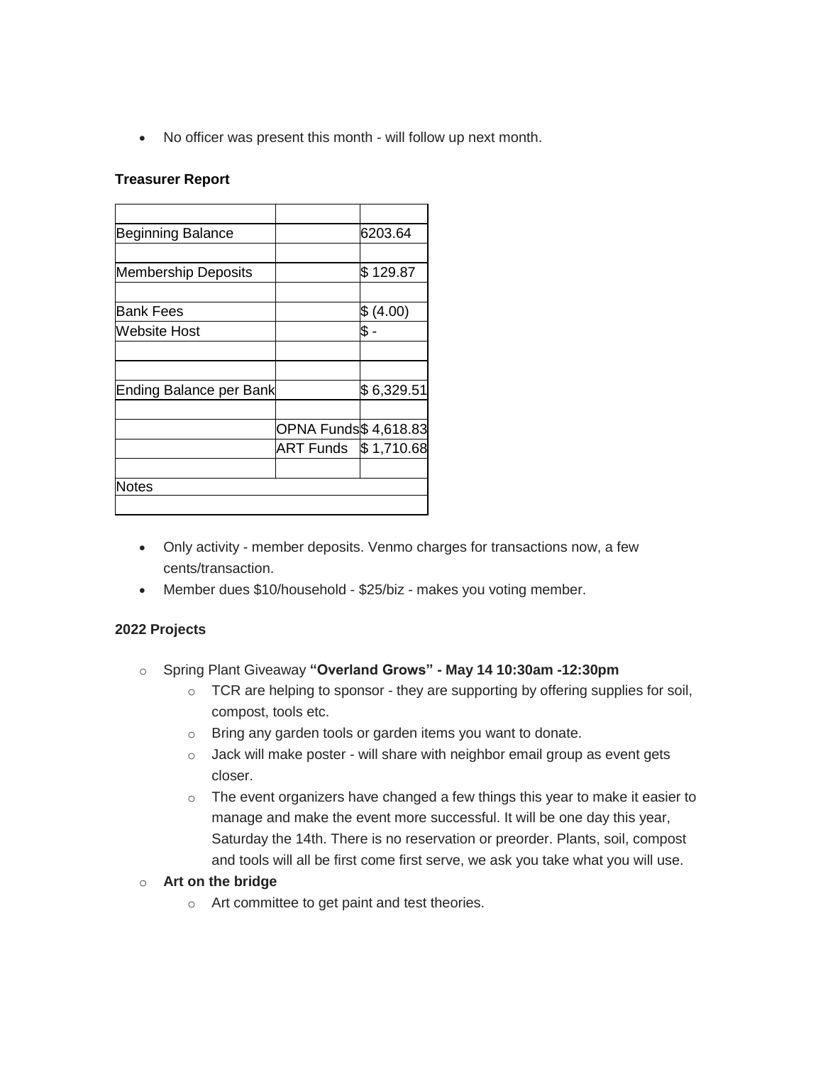- No officer was present this month - will follow up next month.

**Treasurer Report**

| | | |
|---|---|---|
| Beginning Balance | | 6203.64 |
| | | |
| Membership Deposits | | $ 129.87 |
| | | |
| Bank Fees | | $ (4.00) |
| Website Host | | $ - |
| | | |
| | | |
| Ending Balance per Bank | | $ 6,329.51 |
| | | |
| | OPNA Funds | $ 4,618.83 |
| | ART Funds | $ 1,710.68 |
| | | |
| Notes | | |
| | | |

- Only activity - member deposits. Venmo charges for transactions now, a few cents/transaction.
- Member dues $10/household - $25/biz - makes you voting member.

**2022 Projects**

- Spring Plant Giveaway **"Overland Grows" - May 14 10:30am -12:30pm**
  - TCR are helping to sponsor - they are supporting by offering supplies for soil, compost, tools etc.
  - Bring any garden tools or garden items you want to donate.
  - Jack will make poster - will share with neighbor email group as event gets closer.
  - The event organizers have changed a few things this year to make it easier to manage and make the event more successful. It will be one day this year, Saturday the 14th. There is no reservation or preorder. Plants, soil, compost and tools will all be first come first serve, we ask you take what you will use.
- **Art on the bridge**
  - Art committee to get paint and test theories.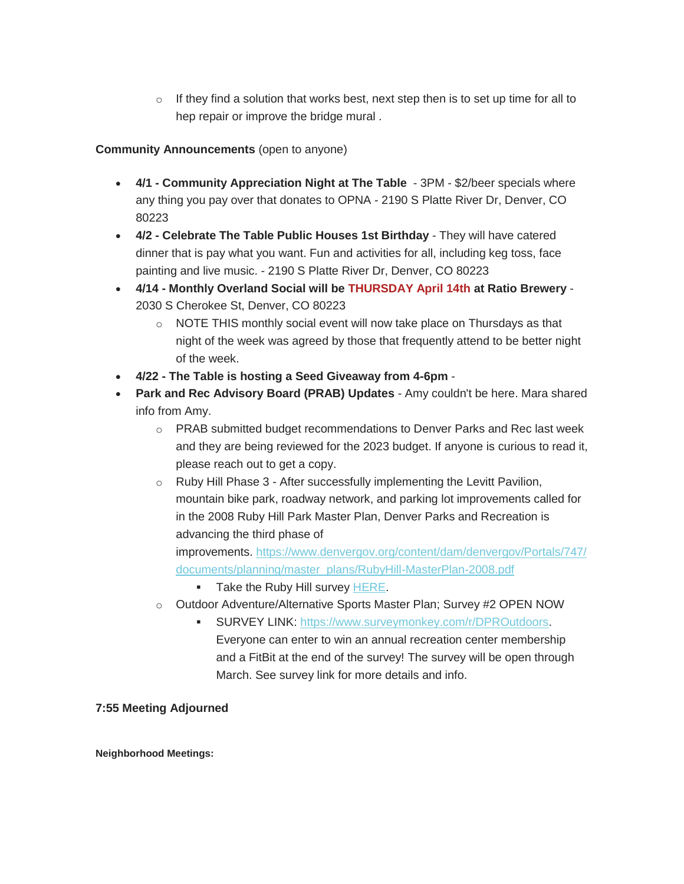- If they find a solution that works best, next step then is to set up time for all to hep repair or improve the bridge mural .

**Community Announcements** (open to anyone)

- **4/1 - Community Appreciation Night at The Table** - 3PM - $2/beer specials where any thing you pay over that donates to OPNA - 2190 S Platte River Dr, Denver, CO 80223
- **4/2 - Celebrate The Table Public Houses 1st Birthday** - They will have catered dinner that is pay what you want. Fun and activities for all, including keg toss, face painting and live music. - 2190 S Platte River Dr, Denver, CO 80223
- **4/14 - Monthly Overland Social will be THURSDAY April 14th at Ratio Brewery** - 2030 S Cherokee St, Denver, CO 80223
  - NOTE THIS monthly social event will now take place on Thursdays as that night of the week was agreed by those that frequently attend to be better night of the week.
- **4/22 - The Table is hosting a Seed Giveaway from 4-6pm** -
- **Park and Rec Advisory Board (PRAB) Updates** - Amy couldn't be here. Mara shared info from Amy.
  - PRAB submitted budget recommendations to Denver Parks and Rec last week and they are being reviewed for the 2023 budget. If anyone is curious to read it, please reach out to get a copy.
  - Ruby Hill Phase 3 - After successfully implementing the Levitt Pavilion, mountain bike park, roadway network, and parking lot improvements called for in the 2008 Ruby Hill Park Master Plan, Denver Parks and Recreation is advancing the third phase of improvements. https://www.denvergov.org/content/dam/denvergov/Portals/747/documents/planning/master_plans/RubyHill-MasterPlan-2008.pdf
    - Take the Ruby Hill survey HERE.
  - Outdoor Adventure/Alternative Sports Master Plan; Survey #2 OPEN NOW
    - SURVEY LINK: https://www.surveymonkey.com/r/DPROutdoors. Everyone can enter to win an annual recreation center membership and a FitBit at the end of the survey! The survey will be open through March. See survey link for more details and info.

**7:55 Meeting Adjourned**

**Neighborhood Meetings:**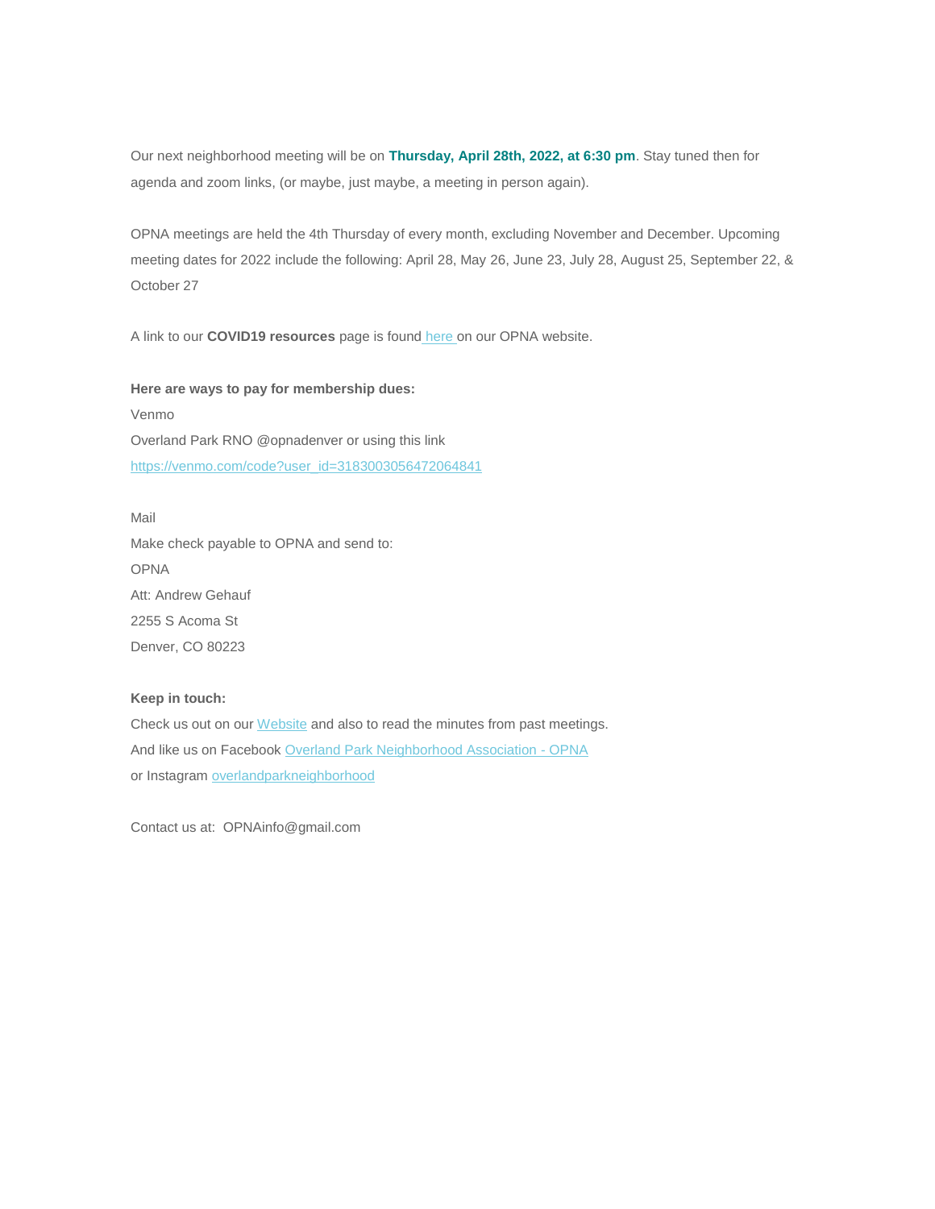Our next neighborhood meeting will be on **Thursday, April 28th, 2022, at 6:30 pm**. Stay tuned then for agenda and zoom links, (or maybe, just maybe, a meeting in person again).

OPNA meetings are held the 4th Thursday of every month, excluding November and December. Upcoming meeting dates for 2022 include the following: April 28, May 26, June 23, July 28, August 25, September 22, & October 27

A link to our **COVID19 resources** page is found here on our OPNA website.

**Here are ways to pay for membership dues:**

Venmo

Overland Park RNO @opnadenver or using this link

https://venmo.com/code?user_id=3183003056472064841

Mail

Make check payable to OPNA and send to:

OPNA

Att: Andrew Gehauf

2255 S Acoma St

Denver, CO 80223

**Keep in touch:**

Check us out on our Website and also to read the minutes from past meetings.

And like us on Facebook Overland Park Neighborhood Association - OPNA

or Instagram overlandparkneighborhood

Contact us at: OPNAinfo@gmail.com